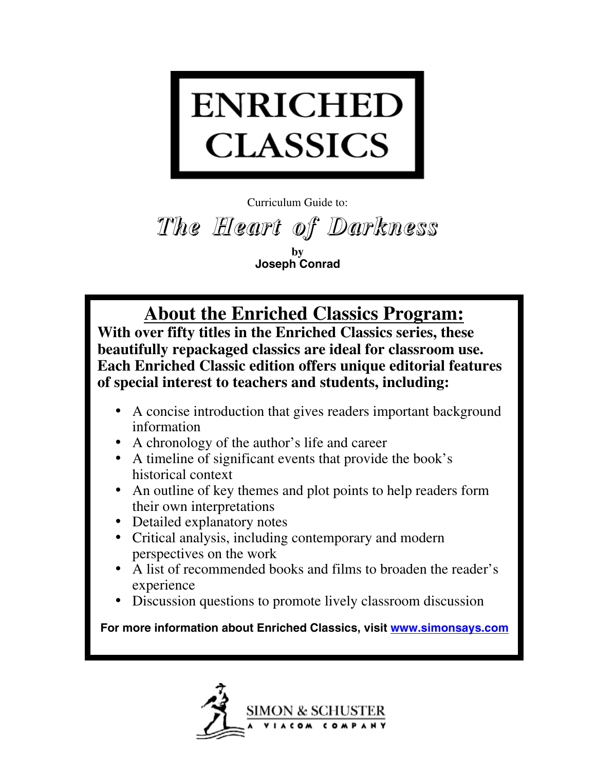# ENRICHED CLASSICS

Curriculum Guide to:

# The Heart of Darkness

**by**
**Joseph Conrad**

## About the Enriched Classics Program:

**With over fifty titles in the Enriched Classics series, these beautifully repackaged classics are ideal for classroom use. Each Enriched Classic edition offers unique editorial features of special interest to teachers and students, including:**

- A concise introduction that gives readers important background information
- A chronology of the author's life and career
- A timeline of significant events that provide the book's historical context
- An outline of key themes and plot points to help readers form their own interpretations
- Detailed explanatory notes
- Critical analysis, including contemporary and modern perspectives on the work
- A list of recommended books and films to broaden the reader's experience
- Discussion questions to promote lively classroom discussion

**For more information about Enriched Classics, visit www.simonsays.com**

SIMON & SCHUSTER
A VIACOM COMPANY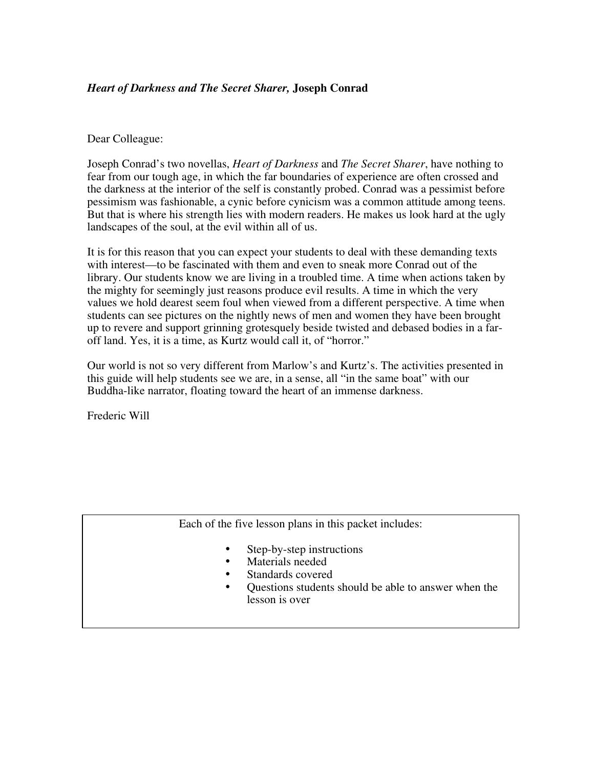***Heart of Darkness and The Secret Sharer,*** **Joseph Conrad**

Dear Colleague:

Joseph Conrad's two novellas, *Heart of Darkness* and *The Secret Sharer*, have nothing to fear from our tough age, in which the far boundaries of experience are often crossed and the darkness at the interior of the self is constantly probed. Conrad was a pessimist before pessimism was fashionable, a cynic before cynicism was a common attitude among teens. But that is where his strength lies with modern readers. He makes us look hard at the ugly landscapes of the soul, at the evil within all of us.

It is for this reason that you can expect your students to deal with these demanding texts with interest—to be fascinated with them and even to sneak more Conrad out of the library. Our students know we are living in a troubled time. A time when actions taken by the mighty for seemingly just reasons produce evil results. A time in which the very values we hold dearest seem foul when viewed from a different perspective. A time when students can see pictures on the nightly news of men and women they have been brought up to revere and support grinning grotesquely beside twisted and debased bodies in a far-off land. Yes, it is a time, as Kurtz would call it, of "horror."

Our world is not so very different from Marlow's and Kurtz's. The activities presented in this guide will help students see we are, in a sense, all "in the same boat" with our Buddha-like narrator, floating toward the heart of an immense darkness.

Frederic Will

Each of the five lesson plans in this packet includes:

- Step-by-step instructions
- Materials needed
- Standards covered
- Questions students should be able to answer when the lesson is over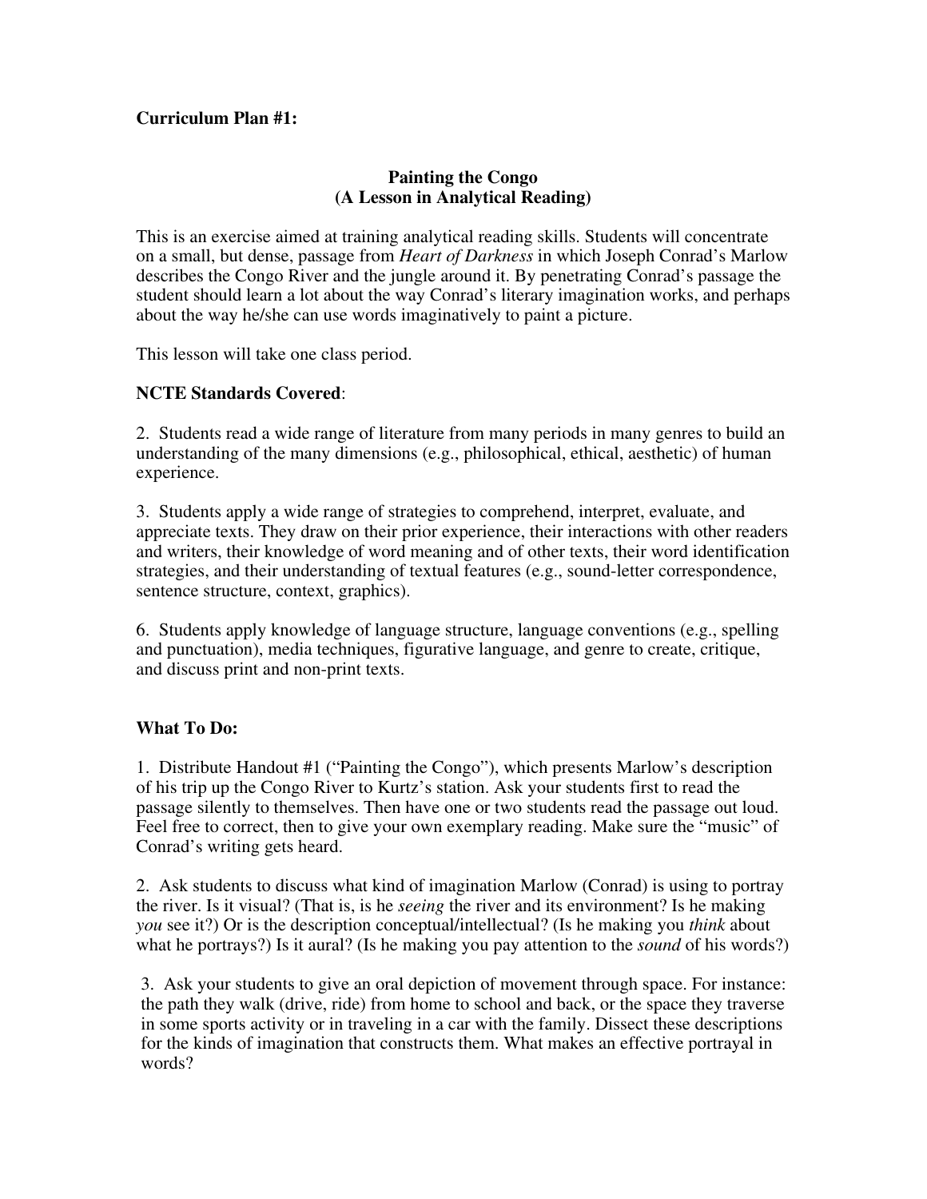**Curriculum Plan #1:**

## Painting the Congo
## (A Lesson in Analytical Reading)

This is an exercise aimed at training analytical reading skills. Students will concentrate on a small, but dense, passage from *Heart of Darkness* in which Joseph Conrad's Marlow describes the Congo River and the jungle around it. By penetrating Conrad's passage the student should learn a lot about the way Conrad's literary imagination works, and perhaps about the way he/she can use words imaginatively to paint a picture.

This lesson will take one class period.

**NCTE Standards Covered**:

2. Students read a wide range of literature from many periods in many genres to build an understanding of the many dimensions (e.g., philosophical, ethical, aesthetic) of human experience.

3. Students apply a wide range of strategies to comprehend, interpret, evaluate, and appreciate texts. They draw on their prior experience, their interactions with other readers and writers, their knowledge of word meaning and of other texts, their word identification strategies, and their understanding of textual features (e.g., sound-letter correspondence, sentence structure, context, graphics).

6. Students apply knowledge of language structure, language conventions (e.g., spelling and punctuation), media techniques, figurative language, and genre to create, critique, and discuss print and non-print texts.

**What To Do:**

1. Distribute Handout #1 ("Painting the Congo"), which presents Marlow's description of his trip up the Congo River to Kurtz's station. Ask your students first to read the passage silently to themselves. Then have one or two students read the passage out loud. Feel free to correct, then to give your own exemplary reading. Make sure the "music" of Conrad's writing gets heard.

2. Ask students to discuss what kind of imagination Marlow (Conrad) is using to portray the river. Is it visual? (That is, is he *seeing* the river and its environment? Is he making *you* see it?) Or is the description conceptual/intellectual? (Is he making you *think* about what he portrays?) Is it aural? (Is he making you pay attention to the *sound* of his words?)

3. Ask your students to give an oral depiction of movement through space. For instance: the path they walk (drive, ride) from home to school and back, or the space they traverse in some sports activity or in traveling in a car with the family. Dissect these descriptions for the kinds of imagination that constructs them. What makes an effective portrayal in words?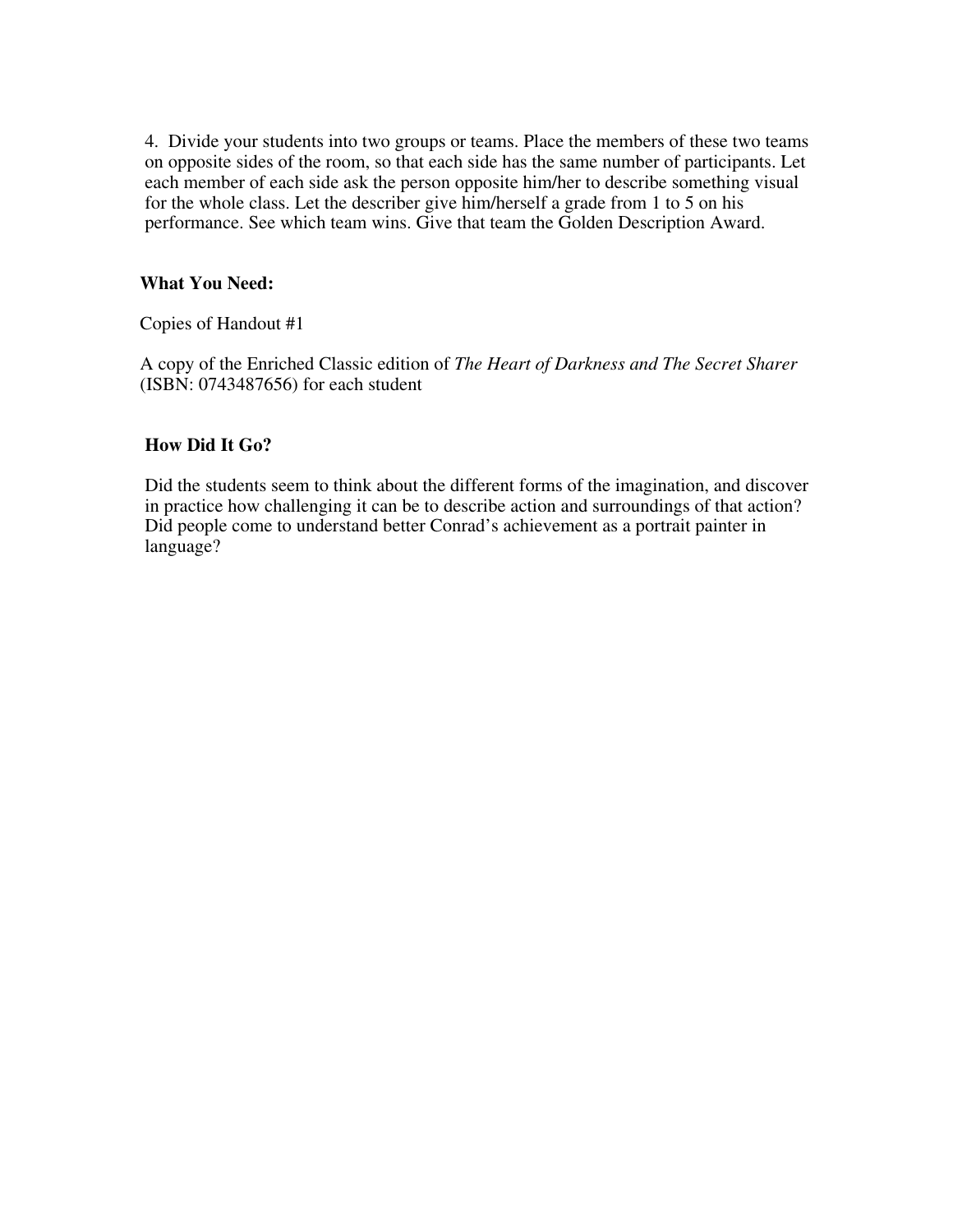4. Divide your students into two groups or teams. Place the members of these two teams on opposite sides of the room, so that each side has the same number of participants. Let each member of each side ask the person opposite him/her to describe something visual for the whole class. Let the describer give him/herself a grade from 1 to 5 on his performance. See which team wins. Give that team the Golden Description Award.

**What You Need:**

Copies of Handout #1

A copy of the Enriched Classic edition of *The Heart of Darkness and The Secret Sharer* (ISBN: 0743487656) for each student

**How Did It Go?**

Did the students seem to think about the different forms of the imagination, and discover in practice how challenging it can be to describe action and surroundings of that action? Did people come to understand better Conrad's achievement as a portrait painter in language?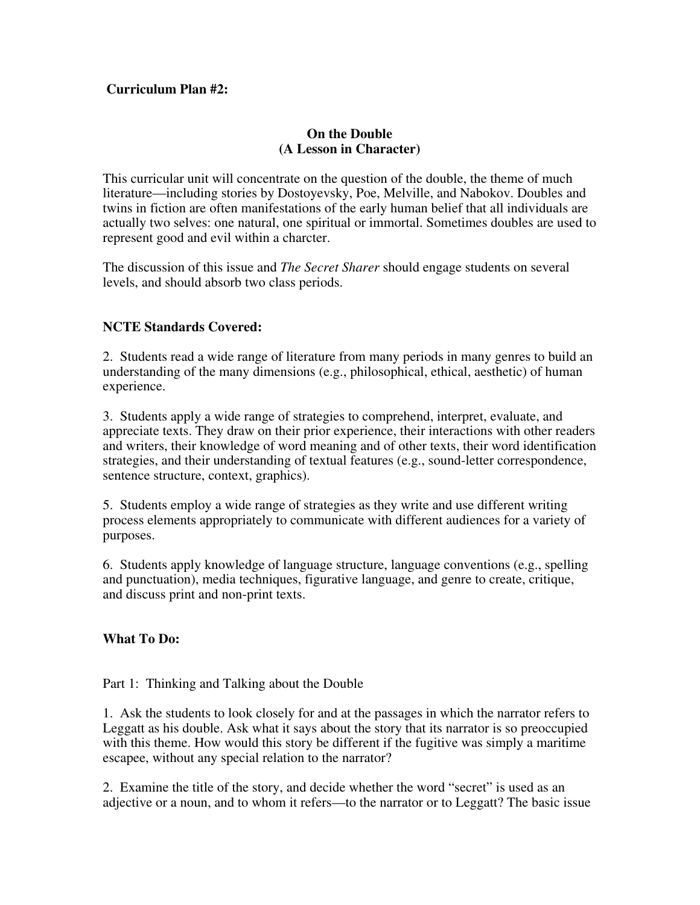**Curriculum Plan #2:**

**On the Double**
**(A Lesson in Character)**

This curricular unit will concentrate on the question of the double, the theme of much literature—including stories by Dostoyevsky, Poe, Melville, and Nabokov. Doubles and twins in fiction are often manifestations of the early human belief that all individuals are actually two selves: one natural, one spiritual or immortal. Sometimes doubles are used to represent good and evil within a charcter.

The discussion of this issue and *The Secret Sharer* should engage students on several levels, and should absorb two class periods.

**NCTE Standards Covered:**

2. Students read a wide range of literature from many periods in many genres to build an understanding of the many dimensions (e.g., philosophical, ethical, aesthetic) of human experience.

3. Students apply a wide range of strategies to comprehend, interpret, evaluate, and appreciate texts. They draw on their prior experience, their interactions with other readers and writers, their knowledge of word meaning and of other texts, their word identification strategies, and their understanding of textual features (e.g., sound-letter correspondence, sentence structure, context, graphics).

5. Students employ a wide range of strategies as they write and use different writing process elements appropriately to communicate with different audiences for a variety of purposes.

6. Students apply knowledge of language structure, language conventions (e.g., spelling and punctuation), media techniques, figurative language, and genre to create, critique, and discuss print and non-print texts.

**What To Do:**

Part 1: Thinking and Talking about the Double

1. Ask the students to look closely for and at the passages in which the narrator refers to Leggatt as his double. Ask what it says about the story that its narrator is so preoccupied with this theme. How would this story be different if the fugitive was simply a maritime escapee, without any special relation to the narrator?

2. Examine the title of the story, and decide whether the word "secret" is used as an adjective or a noun, and to whom it refers—to the narrator or to Leggatt? The basic issue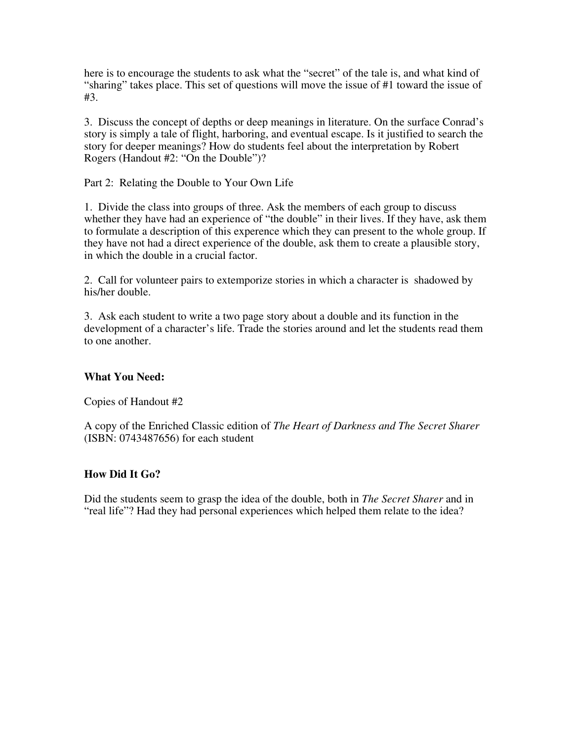here is to encourage the students to ask what the "secret" of the tale is, and what kind of "sharing" takes place. This set of questions will move the issue of #1 toward the issue of #3.

3. Discuss the concept of depths or deep meanings in literature. On the surface Conrad's story is simply a tale of flight, harboring, and eventual escape. Is it justified to search the story for deeper meanings? How do students feel about the interpretation by Robert Rogers (Handout #2: "On the Double")?

Part 2: Relating the Double to Your Own Life

1. Divide the class into groups of three. Ask the members of each group to discuss whether they have had an experience of "the double" in their lives. If they have, ask them to formulate a description of this expereince which they can present to the whole group. If they have not had a direct experience of the double, ask them to create a plausible story, in which the double in a crucial factor.

2. Call for volunteer pairs to extemporize stories in which a character is shadowed by his/her double.

3. Ask each student to write a two page story about a double and its function in the development of a character's life. Trade the stories around and let the students read them to one another.

**What You Need:**

Copies of Handout #2

A copy of the Enriched Classic edition of *The Heart of Darkness and The Secret Sharer* (ISBN: 0743487656) for each student

**How Did It Go?**

Did the students seem to grasp the idea of the double, both in *The Secret Sharer* and in "real life"? Had they had personal experiences which helped them relate to the idea?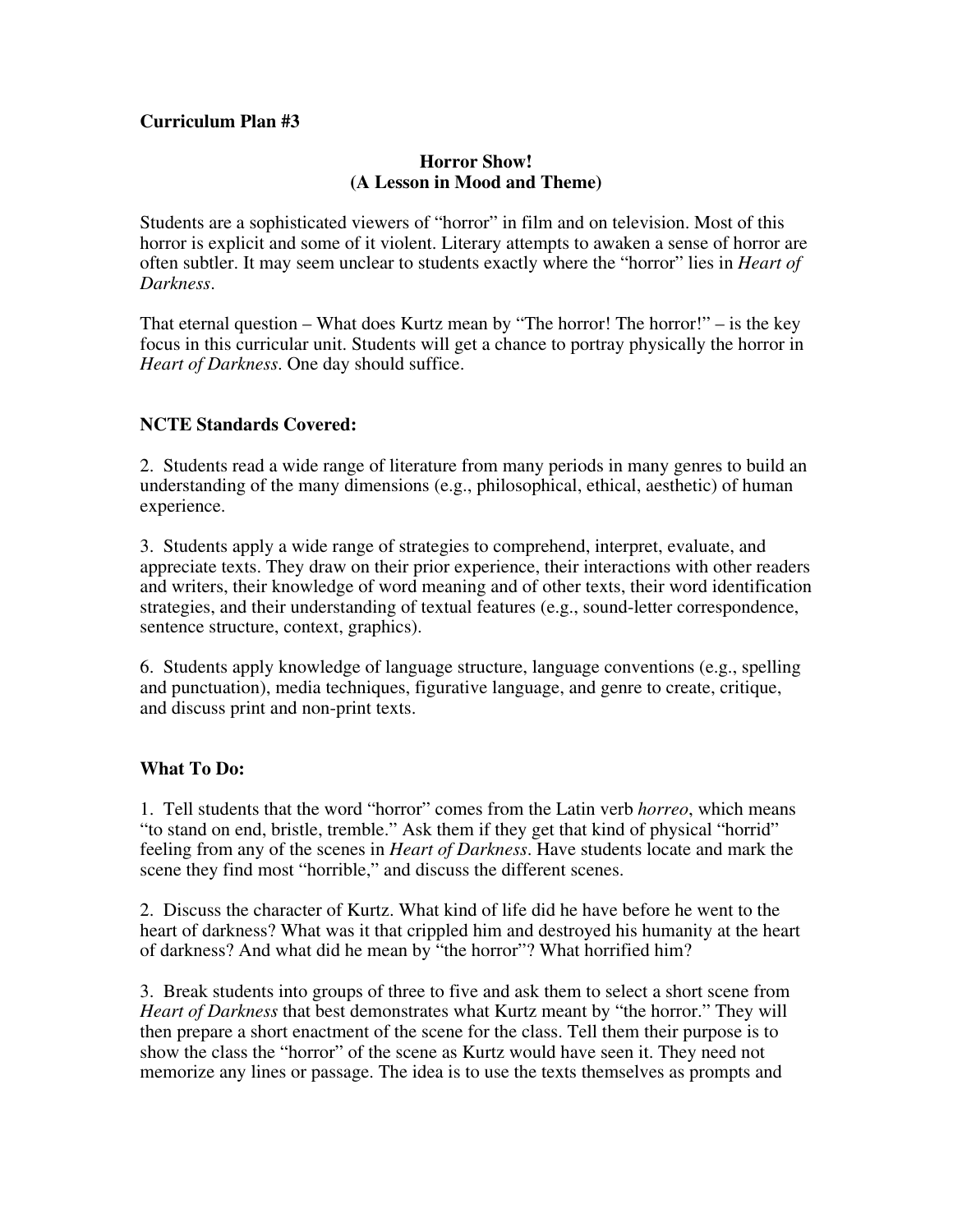**Curriculum Plan #3**

**Horror Show!**
**(A Lesson in Mood and Theme)**

Students are a sophisticated viewers of "horror" in film and on television. Most of this horror is explicit and some of it violent. Literary attempts to awaken a sense of horror are often subtler. It may seem unclear to students exactly where the "horror" lies in *Heart of Darkness*.

That eternal question – What does Kurtz mean by "The horror! The horror!" – is the key focus in this curricular unit. Students will get a chance to portray physically the horror in *Heart of Darkness*. One day should suffice.

**NCTE Standards Covered:**

2. Students read a wide range of literature from many periods in many genres to build an understanding of the many dimensions (e.g., philosophical, ethical, aesthetic) of human experience.

3. Students apply a wide range of strategies to comprehend, interpret, evaluate, and appreciate texts. They draw on their prior experience, their interactions with other readers and writers, their knowledge of word meaning and of other texts, their word identification strategies, and their understanding of textual features (e.g., sound-letter correspondence, sentence structure, context, graphics).

6. Students apply knowledge of language structure, language conventions (e.g., spelling and punctuation), media techniques, figurative language, and genre to create, critique, and discuss print and non-print texts.

**What To Do:**

1. Tell students that the word "horror" comes from the Latin verb *horreo*, which means "to stand on end, bristle, tremble." Ask them if they get that kind of physical "horrid" feeling from any of the scenes in *Heart of Darkness*. Have students locate and mark the scene they find most "horrible," and discuss the different scenes.

2. Discuss the character of Kurtz. What kind of life did he have before he went to the heart of darkness? What was it that crippled him and destroyed his humanity at the heart of darkness? And what did he mean by "the horror"? What horrified him?

3. Break students into groups of three to five and ask them to select a short scene from *Heart of Darkness* that best demonstrates what Kurtz meant by "the horror." They will then prepare a short enactment of the scene for the class. Tell them their purpose is to show the class the "horror" of the scene as Kurtz would have seen it. They need not memorize any lines or passage. The idea is to use the texts themselves as prompts and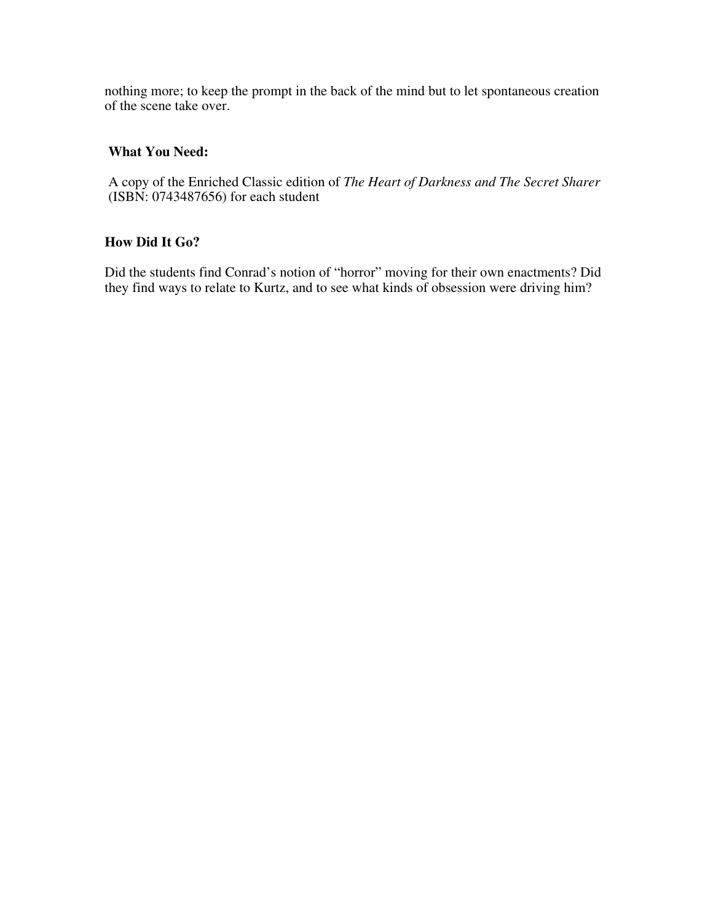nothing more; to keep the prompt in the back of the mind but to let spontaneous creation of the scene take over.

### What You Need:

A copy of the Enriched Classic edition of *The Heart of Darkness and The Secret Sharer* (ISBN: 0743487656) for each student

### How Did It Go?

Did the students find Conrad's notion of "horror" moving for their own enactments? Did they find ways to relate to Kurtz, and to see what kinds of obsession were driving him?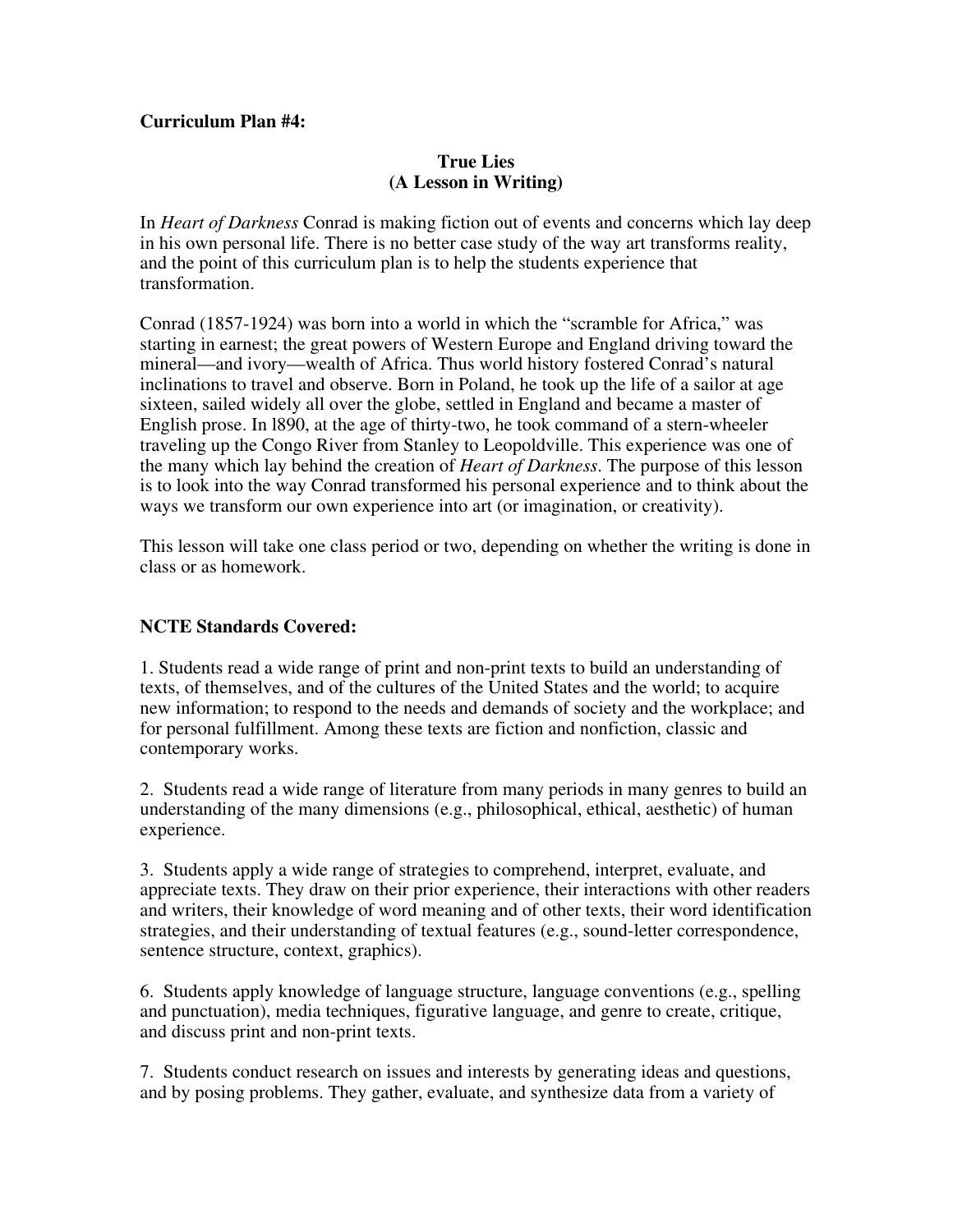**Curriculum Plan #4:**

**True Lies**
**(A Lesson in Writing)**

In *Heart of Darkness* Conrad is making fiction out of events and concerns which lay deep in his own personal life. There is no better case study of the way art transforms reality, and the point of this curriculum plan is to help the students experience that transformation.

Conrad (1857-1924) was born into a world in which the "scramble for Africa," was starting in earnest; the great powers of Western Europe and England driving toward the mineral—and ivory—wealth of Africa. Thus world history fostered Conrad's natural inclinations to travel and observe. Born in Poland, he took up the life of a sailor at age sixteen, sailed widely all over the globe, settled in England and became a master of English prose. In l890, at the age of thirty-two, he took command of a stern-wheeler traveling up the Congo River from Stanley to Leopoldville. This experience was one of the many which lay behind the creation of *Heart of Darkness*. The purpose of this lesson is to look into the way Conrad transformed his personal experience and to think about the ways we transform our own experience into art (or imagination, or creativity).

This lesson will take one class period or two, depending on whether the writing is done in class or as homework.

**NCTE Standards Covered:**

1. Students read a wide range of print and non-print texts to build an understanding of texts, of themselves, and of the cultures of the United States and the world; to acquire new information; to respond to the needs and demands of society and the workplace; and for personal fulfillment. Among these texts are fiction and nonfiction, classic and contemporary works.

2. Students read a wide range of literature from many periods in many genres to build an understanding of the many dimensions (e.g., philosophical, ethical, aesthetic) of human experience.

3. Students apply a wide range of strategies to comprehend, interpret, evaluate, and appreciate texts. They draw on their prior experience, their interactions with other readers and writers, their knowledge of word meaning and of other texts, their word identification strategies, and their understanding of textual features (e.g., sound-letter correspondence, sentence structure, context, graphics).

6. Students apply knowledge of language structure, language conventions (e.g., spelling and punctuation), media techniques, figurative language, and genre to create, critique, and discuss print and non-print texts.

7. Students conduct research on issues and interests by generating ideas and questions, and by posing problems. They gather, evaluate, and synthesize data from a variety of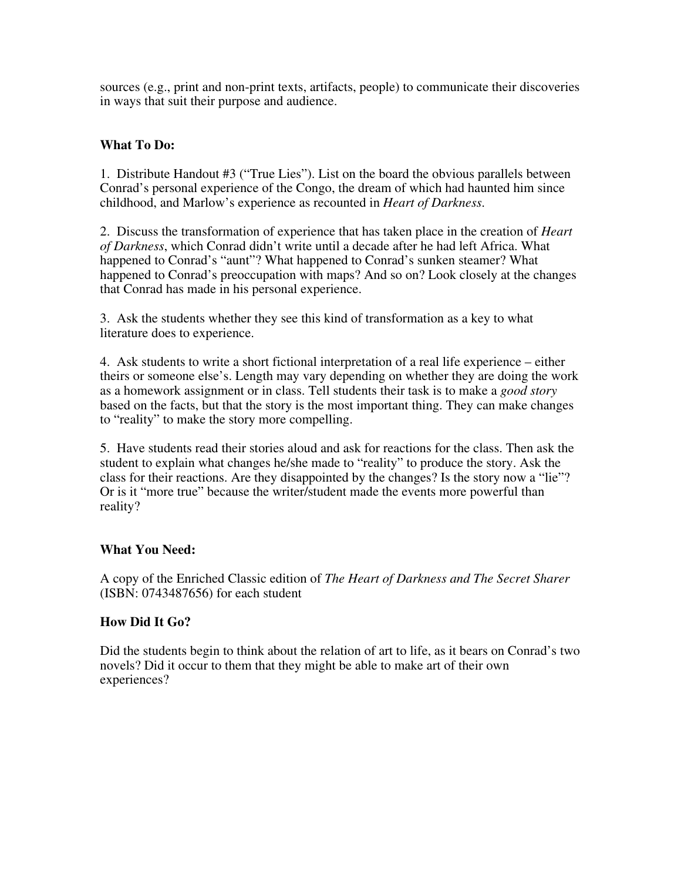sources (e.g., print and non-print texts, artifacts, people) to communicate their discoveries in ways that suit their purpose and audience.

**What To Do:**

1. Distribute Handout #3 ("True Lies"). List on the board the obvious parallels between Conrad's personal experience of the Congo, the dream of which had haunted him since childhood, and Marlow's experience as recounted in *Heart of Darkness.*

2. Discuss the transformation of experience that has taken place in the creation of *Heart of Darkness*, which Conrad didn't write until a decade after he had left Africa. What happened to Conrad's "aunt"? What happened to Conrad's sunken steamer? What happened to Conrad's preoccupation with maps? And so on? Look closely at the changes that Conrad has made in his personal experience.

3. Ask the students whether they see this kind of transformation as a key to what literature does to experience.

4. Ask students to write a short fictional interpretation of a real life experience – either theirs or someone else's. Length may vary depending on whether they are doing the work as a homework assignment or in class. Tell students their task is to make a *good story* based on the facts, but that the story is the most important thing. They can make changes to "reality" to make the story more compelling.

5. Have students read their stories aloud and ask for reactions for the class. Then ask the student to explain what changes he/she made to "reality" to produce the story. Ask the class for their reactions. Are they disappointed by the changes? Is the story now a "lie"? Or is it "more true" because the writer/student made the events more powerful than reality?

**What You Need:**

A copy of the Enriched Classic edition of *The Heart of Darkness and The Secret Sharer* (ISBN: 0743487656) for each student

**How Did It Go?**

Did the students begin to think about the relation of art to life, as it bears on Conrad's two novels? Did it occur to them that they might be able to make art of their own experiences?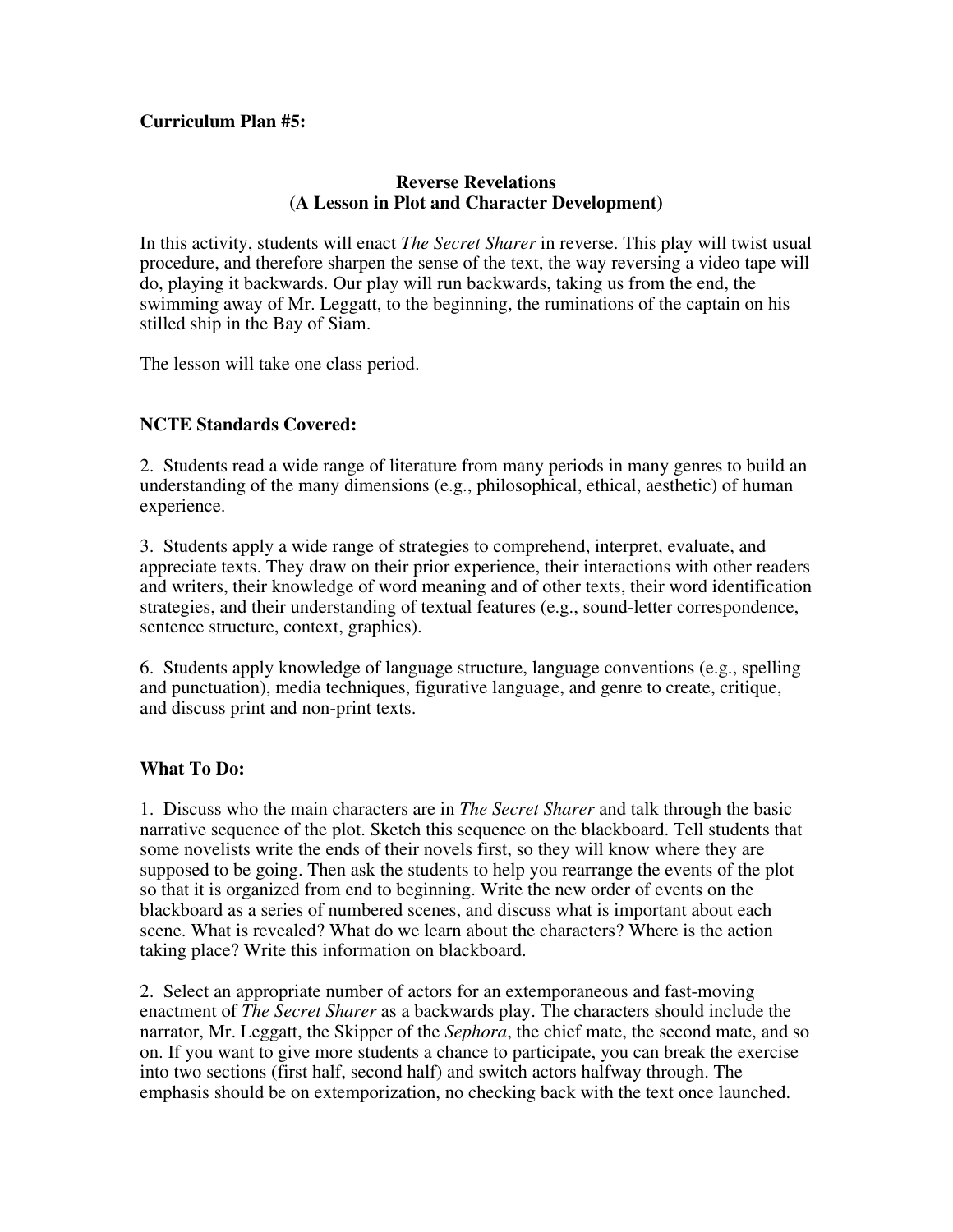**Curriculum Plan #5:**

**Reverse Revelations**
**(A Lesson in Plot and Character Development)**

In this activity, students will enact *The Secret Sharer* in reverse. This play will twist usual procedure, and therefore sharpen the sense of the text, the way reversing a video tape will do, playing it backwards. Our play will run backwards, taking us from the end, the swimming away of Mr. Leggatt, to the beginning, the ruminations of the captain on his stilled ship in the Bay of Siam.

The lesson will take one class period.

**NCTE Standards Covered:**

2. Students read a wide range of literature from many periods in many genres to build an understanding of the many dimensions (e.g., philosophical, ethical, aesthetic) of human experience.

3. Students apply a wide range of strategies to comprehend, interpret, evaluate, and appreciate texts. They draw on their prior experience, their interactions with other readers and writers, their knowledge of word meaning and of other texts, their word identification strategies, and their understanding of textual features (e.g., sound-letter correspondence, sentence structure, context, graphics).

6. Students apply knowledge of language structure, language conventions (e.g., spelling and punctuation), media techniques, figurative language, and genre to create, critique, and discuss print and non-print texts.

**What To Do:**

1. Discuss who the main characters are in *The Secret Sharer* and talk through the basic narrative sequence of the plot. Sketch this sequence on the blackboard. Tell students that some novelists write the ends of their novels first, so they will know where they are supposed to be going. Then ask the students to help you rearrange the events of the plot so that it is organized from end to beginning. Write the new order of events on the blackboard as a series of numbered scenes, and discuss what is important about each scene. What is revealed? What do we learn about the characters? Where is the action taking place? Write this information on blackboard.

2. Select an appropriate number of actors for an extemporaneous and fast-moving enactment of *The Secret Sharer* as a backwards play. The characters should include the narrator, Mr. Leggatt, the Skipper of the *Sephora*, the chief mate, the second mate, and so on. If you want to give more students a chance to participate, you can break the exercise into two sections (first half, second half) and switch actors halfway through. The emphasis should be on extemporization, no checking back with the text once launched.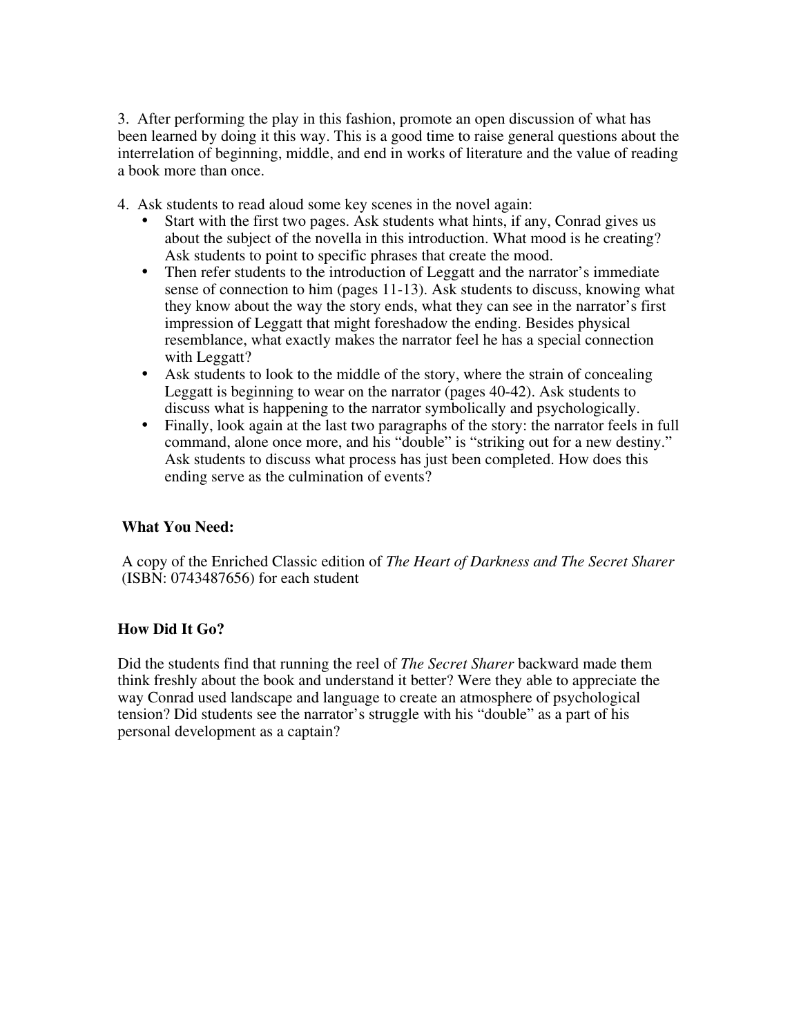3. After performing the play in this fashion, promote an open discussion of what has been learned by doing it this way. This is a good time to raise general questions about the interrelation of beginning, middle, and end in works of literature and the value of reading a book more than once.

4. Ask students to read aloud some key scenes in the novel again:
   - Start with the first two pages. Ask students what hints, if any, Conrad gives us about the subject of the novella in this introduction. What mood is he creating? Ask students to point to specific phrases that create the mood.
   - Then refer students to the introduction of Leggatt and the narrator's immediate sense of connection to him (pages 11-13). Ask students to discuss, knowing what they know about the way the story ends, what they can see in the narrator's first impression of Leggatt that might foreshadow the ending. Besides physical resemblance, what exactly makes the narrator feel he has a special connection with Leggatt?
   - Ask students to look to the middle of the story, where the strain of concealing Leggatt is beginning to wear on the narrator (pages 40-42). Ask students to discuss what is happening to the narrator symbolically and psychologically.
   - Finally, look again at the last two paragraphs of the story: the narrator feels in full command, alone once more, and his "double" is "striking out for a new destiny." Ask students to discuss what process has just been completed. How does this ending serve as the culmination of events?

### What You Need:

A copy of the Enriched Classic edition of *The Heart of Darkness and The Secret Sharer* (ISBN: 0743487656) for each student

### How Did It Go?

Did the students find that running the reel of *The Secret Sharer* backward made them think freshly about the book and understand it better? Were they able to appreciate the way Conrad used landscape and language to create an atmosphere of psychological tension? Did students see the narrator's struggle with his "double" as a part of his personal development as a captain?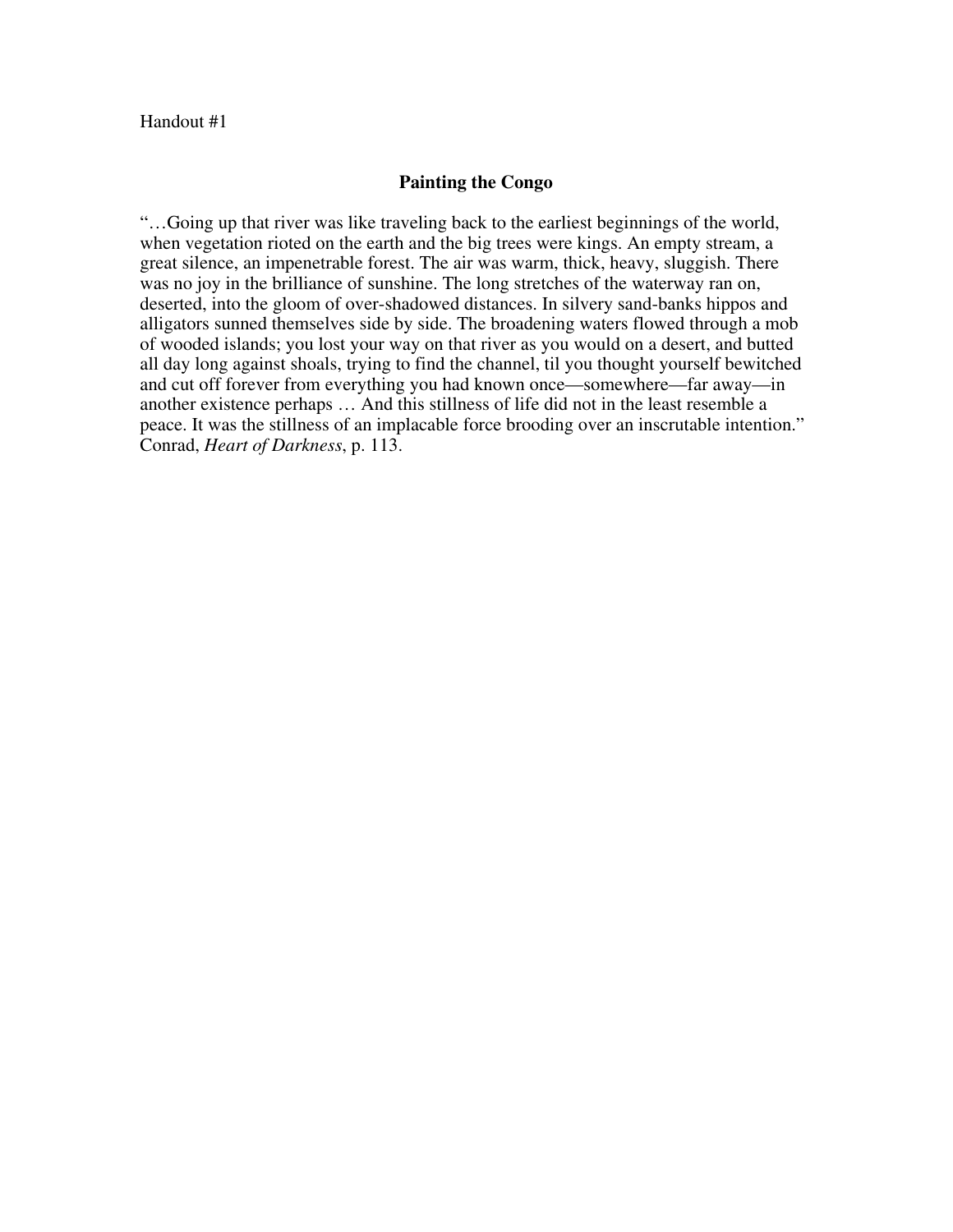Handout #1

## Painting the Congo

"…Going up that river was like traveling back to the earliest beginnings of the world, when vegetation rioted on the earth and the big trees were kings. An empty stream, a great silence, an impenetrable forest. The air was warm, thick, heavy, sluggish. There was no joy in the brilliance of sunshine. The long stretches of the waterway ran on, deserted, into the gloom of over-shadowed distances. In silvery sand-banks hippos and alligators sunned themselves side by side. The broadening waters flowed through a mob of wooded islands; you lost your way on that river as you would on a desert, and butted all day long against shoals, trying to find the channel, til you thought yourself bewitched and cut off forever from everything you had known once—somewhere—far away—in another existence perhaps … And this stillness of life did not in the least resemble a peace. It was the stillness of an implacable force brooding over an inscrutable intention." Conrad, *Heart of Darkness*, p. 113.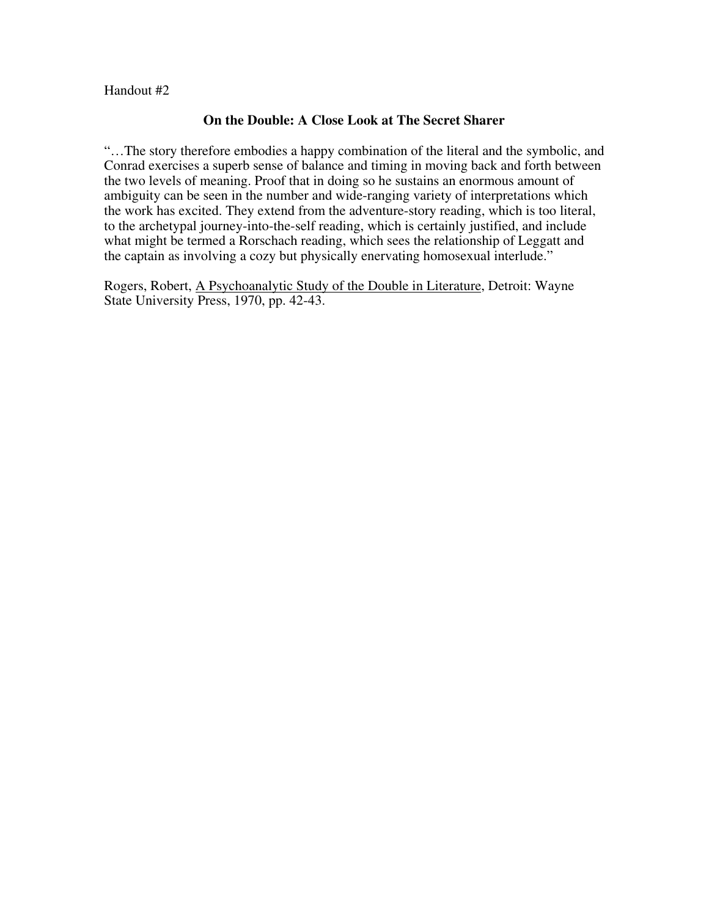Handout #2

**On the Double: A Close Look at The Secret Sharer**

"…The story therefore embodies a happy combination of the literal and the symbolic, and Conrad exercises a superb sense of balance and timing in moving back and forth between the two levels of meaning. Proof that in doing so he sustains an enormous amount of ambiguity can be seen in the number and wide-ranging variety of interpretations which the work has excited. They extend from the adventure-story reading, which is too literal, to the archetypal journey-into-the-self reading, which is certainly justified, and include what might be termed a Rorschach reading, which sees the relationship of Leggatt and the captain as involving a cozy but physically enervating homosexual interlude."

Rogers, Robert, <u>A Psychoanalytic Study of the Double in Literature</u>, Detroit: Wayne State University Press, 1970, pp. 42-43.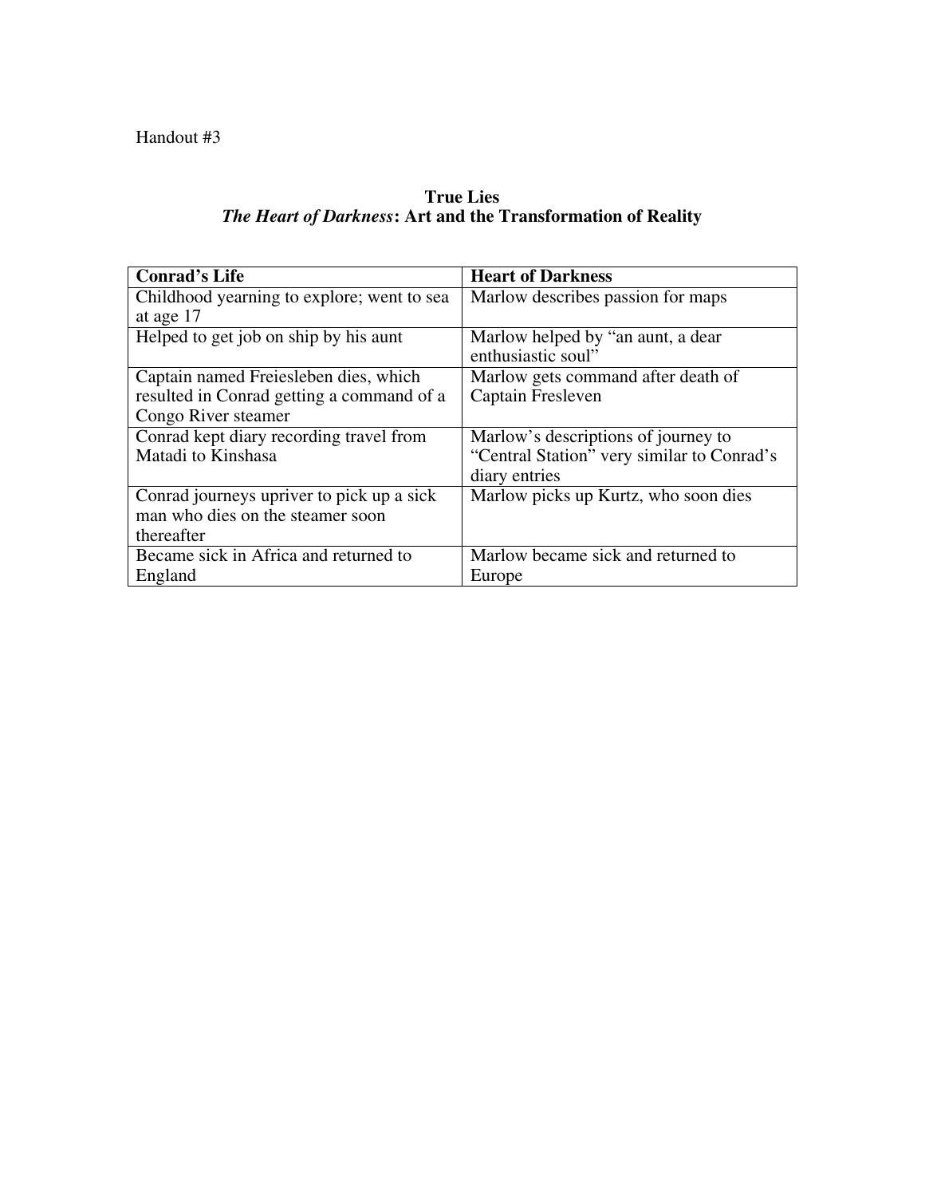Handout #3

**True Lies**
***The Heart of Darkness*: Art and the Transformation of Reality**

| **Conrad's Life** | **Heart of Darkness** |
|---|---|
| Childhood yearning to explore; went to sea at age 17 | Marlow describes passion for maps |
| Helped to get job on ship by his aunt | Marlow helped by "an aunt, a dear enthusiastic soul" |
| Captain named Freiesleben dies, which resulted in Conrad getting a command of a Congo River steamer | Marlow gets command after death of Captain Fresleven |
| Conrad kept diary recording travel from Matadi to Kinshasa | Marlow's descriptions of journey to "Central Station" very similar to Conrad's diary entries |
| Conrad journeys upriver to pick up a sick man who dies on the steamer soon thereafter | Marlow picks up Kurtz, who soon dies |
| Became sick in Africa and returned to England | Marlow became sick and returned to Europe |